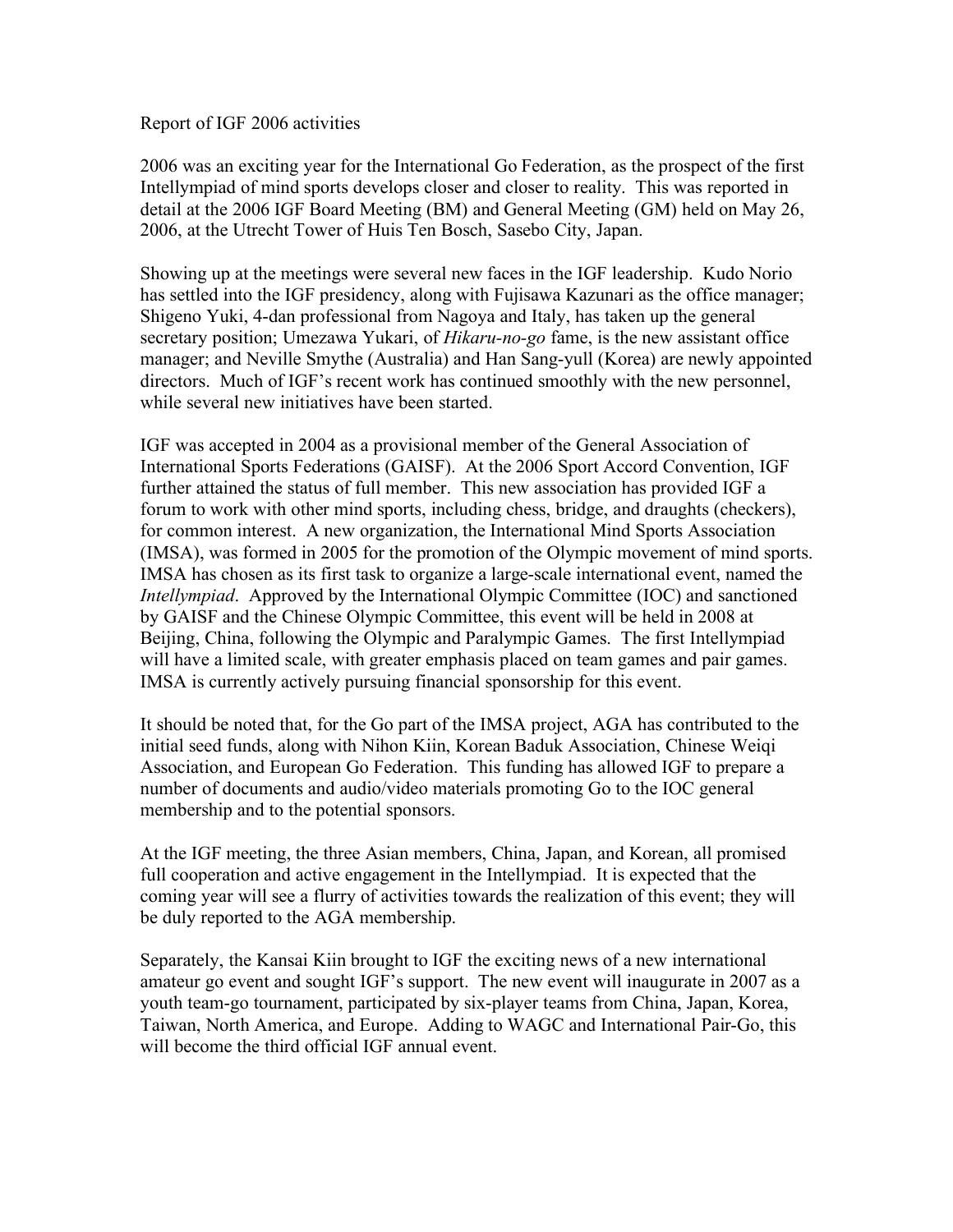Report of IGF 2006 activities

2006 was an exciting year for the International Go Federation, as the prospect of the first Intellympiad of mind sports develops closer and closer to reality. This was reported in detail at the 2006 IGF Board Meeting (BM) and General Meeting (GM) held on May 26, 2006, at the Utrecht Tower of Huis Ten Bosch, Sasebo City, Japan.

Showing up at the meetings were several new faces in the IGF leadership. Kudo Norio has settled into the IGF presidency, along with Fujisawa Kazunari as the office manager; Shigeno Yuki, 4-dan professional from Nagoya and Italy, has taken up the general secretary position; Umezawa Yukari, of *Hikaru-no-go* fame, is the new assistant office manager; and Neville Smythe (Australia) and Han Sang-yull (Korea) are newly appointed directors. Much of IGF's recent work has continued smoothly with the new personnel, while several new initiatives have been started.

IGF was accepted in 2004 as a provisional member of the General Association of International Sports Federations (GAISF). At the 2006 Sport Accord Convention, IGF further attained the status of full member. This new association has provided IGF a forum to work with other mind sports, including chess, bridge, and draughts (checkers), for common interest. A new organization, the International Mind Sports Association (IMSA), was formed in 2005 for the promotion of the Olympic movement of mind sports. IMSA has chosen as its first task to organize a large-scale international event, named the *Intellympiad*. Approved by the International Olympic Committee (IOC) and sanctioned by GAISF and the Chinese Olympic Committee, this event will be held in 2008 at Beijing, China, following the Olympic and Paralympic Games. The first Intellympiad will have a limited scale, with greater emphasis placed on team games and pair games. IMSA is currently actively pursuing financial sponsorship for this event.

It should be noted that, for the Go part of the IMSA project, AGA has contributed to the initial seed funds, along with Nihon Kiin, Korean Baduk Association, Chinese Weiqi Association, and European Go Federation. This funding has allowed IGF to prepare a number of documents and audio/video materials promoting Go to the IOC general membership and to the potential sponsors.

At the IGF meeting, the three Asian members, China, Japan, and Korean, all promised full cooperation and active engagement in the Intellympiad. It is expected that the coming year will see a flurry of activities towards the realization of this event; they will be duly reported to the AGA membership.

Separately, the Kansai Kiin brought to IGF the exciting news of a new international amateur go event and sought IGF's support. The new event will inaugurate in 2007 as a youth team-go tournament, participated by six-player teams from China, Japan, Korea, Taiwan, North America, and Europe. Adding to WAGC and International Pair-Go, this will become the third official IGF annual event.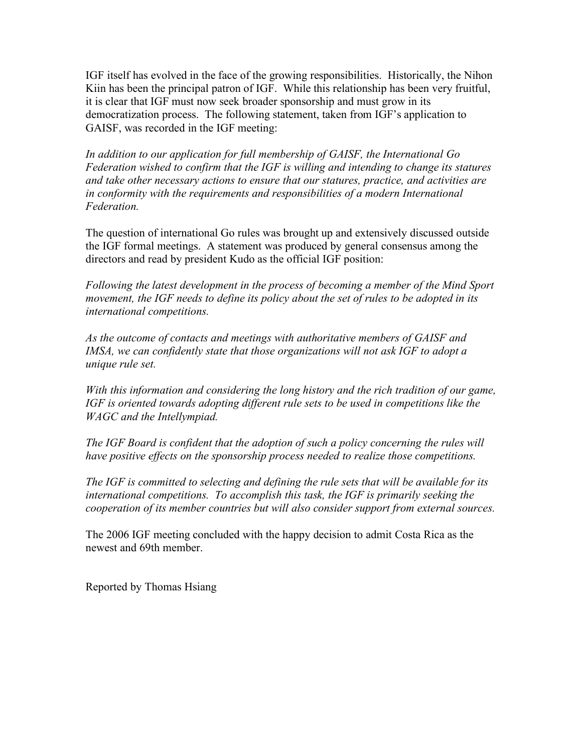IGF itself has evolved in the face of the growing responsibilities. Historically, the Nihon Kiin has been the principal patron of IGF. While this relationship has been very fruitful, it is clear that IGF must now seek broader sponsorship and must grow in its democratization process. The following statement, taken from IGF's application to GAISF, was recorded in the IGF meeting:

*In addition to our application for full membership of GAISF, the International Go Federation wished to confirm that the IGF is willing and intending to change its statures and take other necessary actions to ensure that our statures, practice, and activities are in conformity with the requirements and responsibilities of a modern International Federation.*

The question of international Go rules was brought up and extensively discussed outside the IGF formal meetings. A statement was produced by general consensus among the directors and read by president Kudo as the official IGF position:

*Following the latest development in the process of becoming a member of the Mind Sport movement, the IGF needs to define its policy about the set of rules to be adopted in its international competitions.*

*As the outcome of contacts and meetings with authoritative members of GAISF and IMSA, we can confidently state that those organizations will not ask IGF to adopt a unique rule set.*

*With this information and considering the long history and the rich tradition of our game, IGF is oriented towards adopting different rule sets to be used in competitions like the WAGC and the Intellympiad.*

*The IGF Board is confident that the adoption of such a policy concerning the rules will have positive effects on the sponsorship process needed to realize those competitions.*

*The IGF is committed to selecting and defining the rule sets that will be available for its international competitions. To accomplish this task, the IGF is primarily seeking the cooperation of its member countries but will also consider support from external sources.*

The 2006 IGF meeting concluded with the happy decision to admit Costa Rica as the newest and 69th member.

Reported by Thomas Hsiang